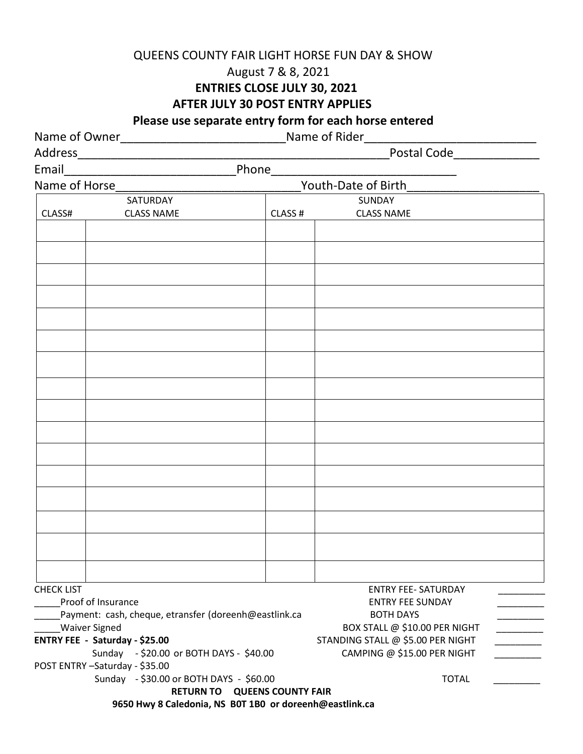QUEENS COUNTY FAIR LIGHT HORSE FUN DAY & SHOW

August 7 & 8, 2021

**ENTRIES CLOSE JULY 30, 2021**

**AFTER JULY 30 POST ENTRY APPLIES**

**Please use separate entry form for each horse entered**

Name of Owner_________________________Name of Rider_________________________

Address_______________________________________________Postal Code_____________

Email__________________________Phone____________________________

Name of Horse____________________________Youth-Date of Birth____________________

| SATURDAY | | SUNDAY | |
|---|---|---|---|
| CLASS# | CLASS NAME | CLASS # | CLASS NAME |
| | | | |
| | | | |
| | | | |
| | | | |
| | | | |
| | | | |
| | | | |
| | | | |
| | | | |
| | | | |
| | | | |
| | | | |
| | | | |
| | | | |
| | | | |
| | | | |

CHECK LIST

_____Proof of Insurance

_____Payment: cash, cheque, etransfer (doreenh@eastlink.ca

_____Waiver Signed

**ENTRY FEE - Saturday - $25.00**

Sunday - $20.00 or BOTH DAYS - $40.00

POST ENTRY –Saturday - $35.00

Sunday - $30.00 or BOTH DAYS - $60.00

ENTRY FEE- SATURDAY _________

ENTRY FEE SUNDAY _________

BOTH DAYS _________

BOX STALL @ $10.00 PER NIGHT _________

STANDING STALL @ $5.00 PER NIGHT _________

CAMPING @ $15.00 PER NIGHT _________

TOTAL _________

**RETURN TO QUEENS COUNTY FAIR**

**9650 Hwy 8 Caledonia, NS B0T 1B0 or doreenh@eastlink.ca**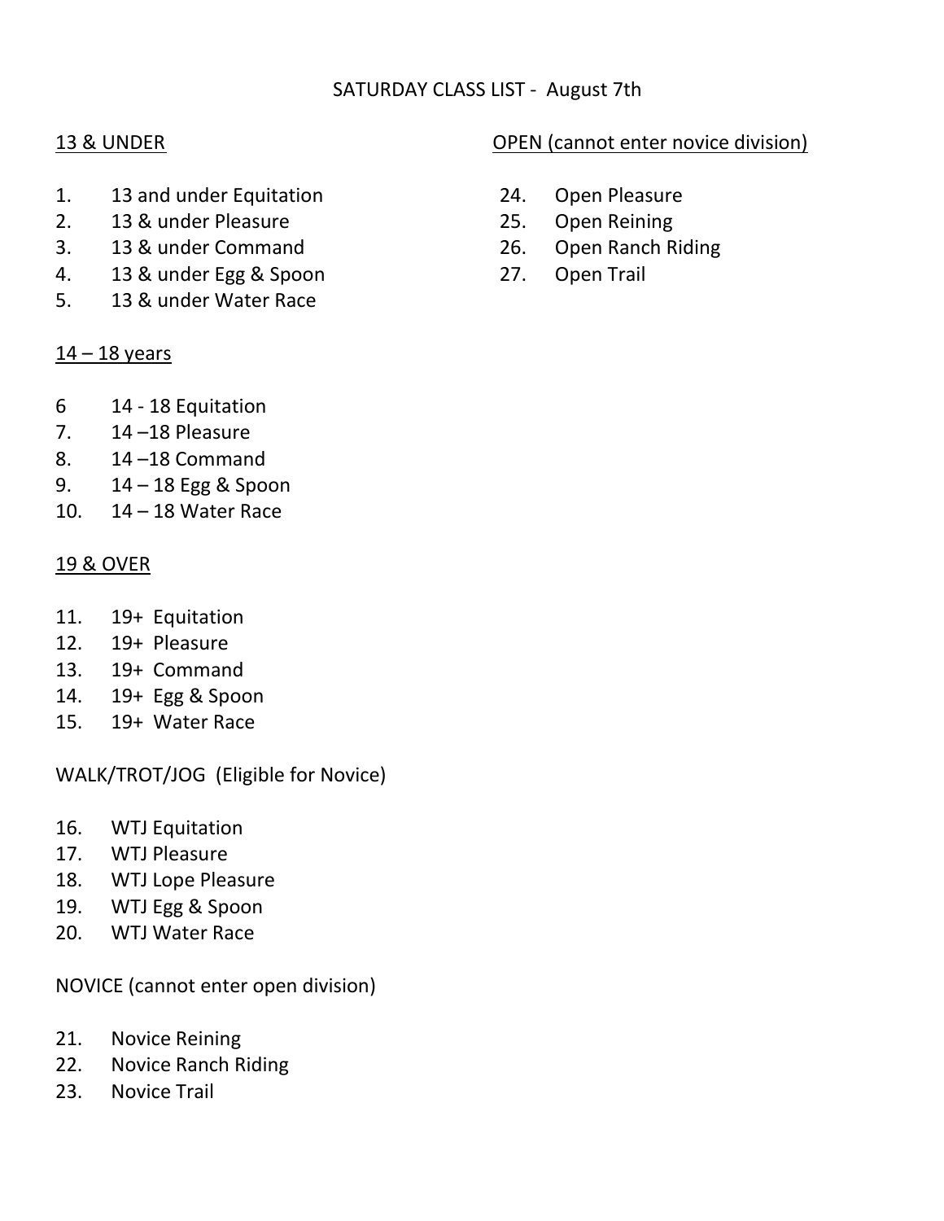# SATURDAY CLASS LIST - August 7th

## 13 & UNDER

1. 13 and under Equitation
2. 13 & under Pleasure
3. 13 & under Command
4. 13 & under Egg & Spoon
5. 13 & under Water Race

## 14 – 18 years

6 14 - 18 Equitation
7. 14 –18 Pleasure
8. 14 –18 Command
9. 14 – 18 Egg & Spoon
10. 14 – 18 Water Race

## 19 & OVER

11. 19+ Equitation
12. 19+ Pleasure
13. 19+ Command
14. 19+ Egg & Spoon
15. 19+ Water Race

## WALK/TROT/JOG (Eligible for Novice)

16. WTJ Equitation
17. WTJ Pleasure
18. WTJ Lope Pleasure
19. WTJ Egg & Spoon
20. WTJ Water Race

## NOVICE (cannot enter open division)

21. Novice Reining
22. Novice Ranch Riding
23. Novice Trail

## OPEN (cannot enter novice division)

24. Open Pleasure
25. Open Reining
26. Open Ranch Riding
27. Open Trail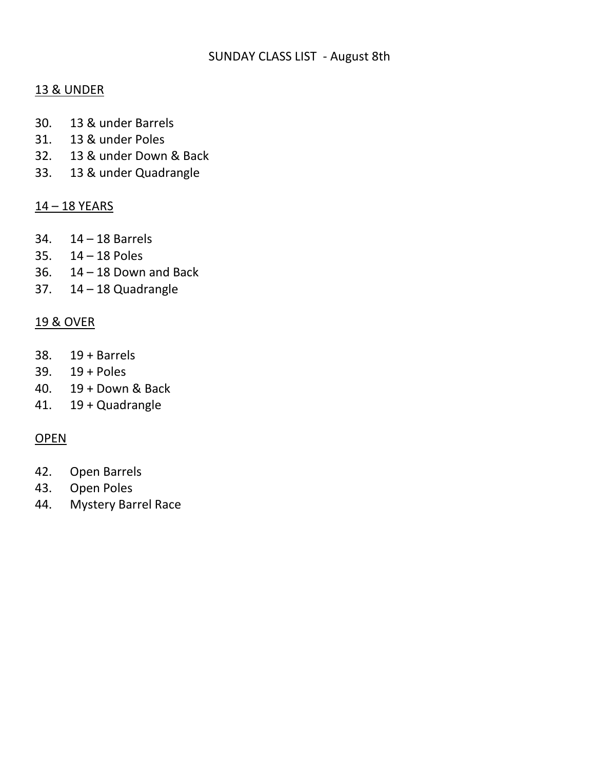# SUNDAY CLASS LIST - August 8th

## 13 & UNDER

30. 13 & under Barrels
31. 13 & under Poles
32. 13 & under Down & Back
33. 13 & under Quadrangle

## 14 – 18 YEARS

34. 14 – 18 Barrels
35. 14 – 18 Poles
36. 14 – 18 Down and Back
37. 14 – 18 Quadrangle

## 19 & OVER

38. 19 + Barrels
39. 19 + Poles
40. 19 + Down & Back
41. 19 + Quadrangle

## OPEN

42. Open Barrels
43. Open Poles
44. Mystery Barrel Race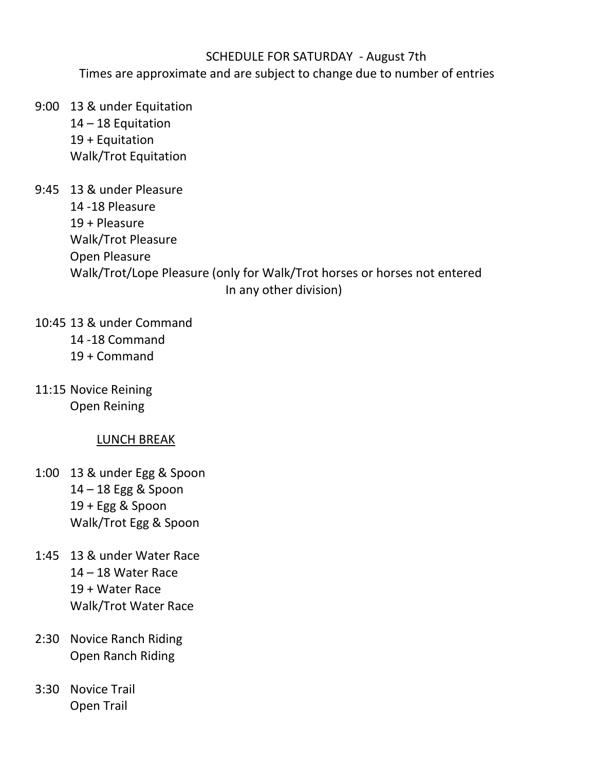# SCHEDULE FOR SATURDAY - August 7th

Times are approximate and are subject to change due to number of entries

9:00 13 & under Equitation
14 – 18 Equitation
19 + Equitation
Walk/Trot Equitation

9:45 13 & under Pleasure
14 -18 Pleasure
19 + Pleasure
Walk/Trot Pleasure
Open Pleasure
Walk/Trot/Lope Pleasure (only for Walk/Trot horses or horses not entered In any other division)

10:45 13 & under Command
14 -18 Command
19 + Command

11:15 Novice Reining
Open Reining

<u>LUNCH BREAK</u>

1:00 13 & under Egg & Spoon
14 – 18 Egg & Spoon
19 + Egg & Spoon
Walk/Trot Egg & Spoon

1:45 13 & under Water Race
14 – 18 Water Race
19 + Water Race
Walk/Trot Water Race

2:30 Novice Ranch Riding
Open Ranch Riding

3:30 Novice Trail
Open Trail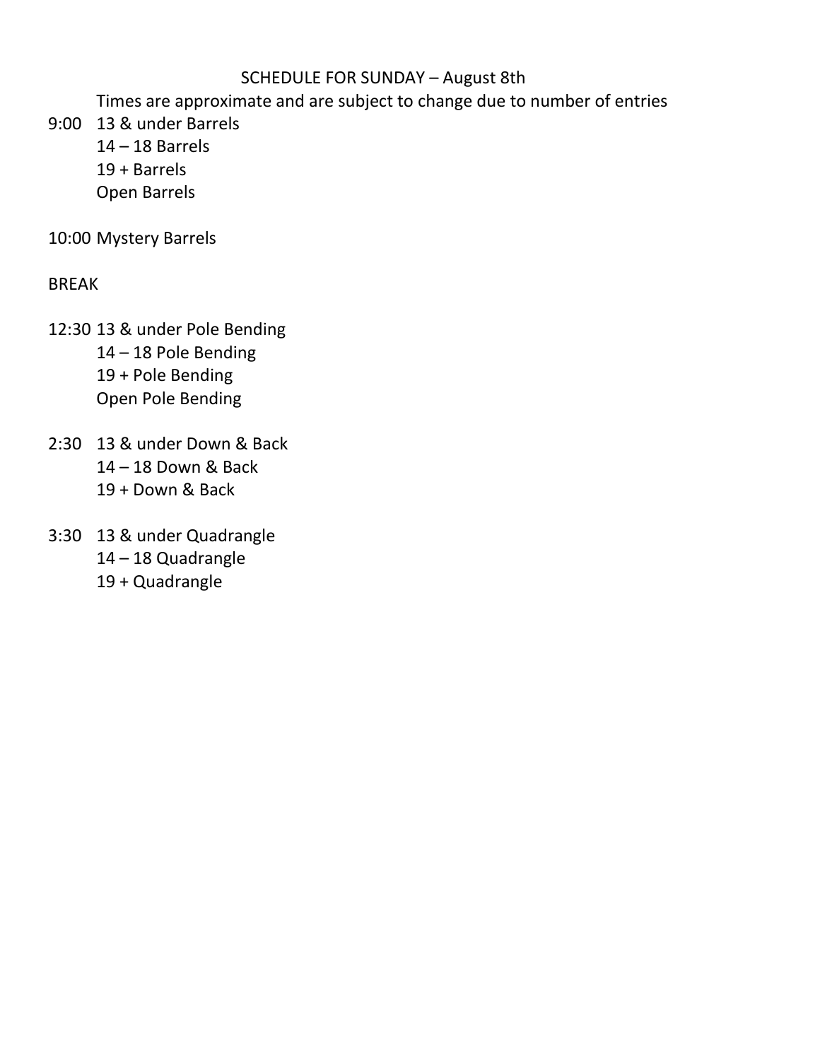# SCHEDULE FOR SUNDAY – August 8th

Times are approximate and are subject to change due to number of entries

9:00 13 & under Barrels
14 – 18 Barrels
19 + Barrels
Open Barrels

10:00 Mystery Barrels

BREAK

12:30 13 & under Pole Bending
14 – 18 Pole Bending
19 + Pole Bending
Open Pole Bending

2:30 13 & under Down & Back
14 – 18 Down & Back
19 + Down & Back

3:30 13 & under Quadrangle
14 – 18 Quadrangle
19 + Quadrangle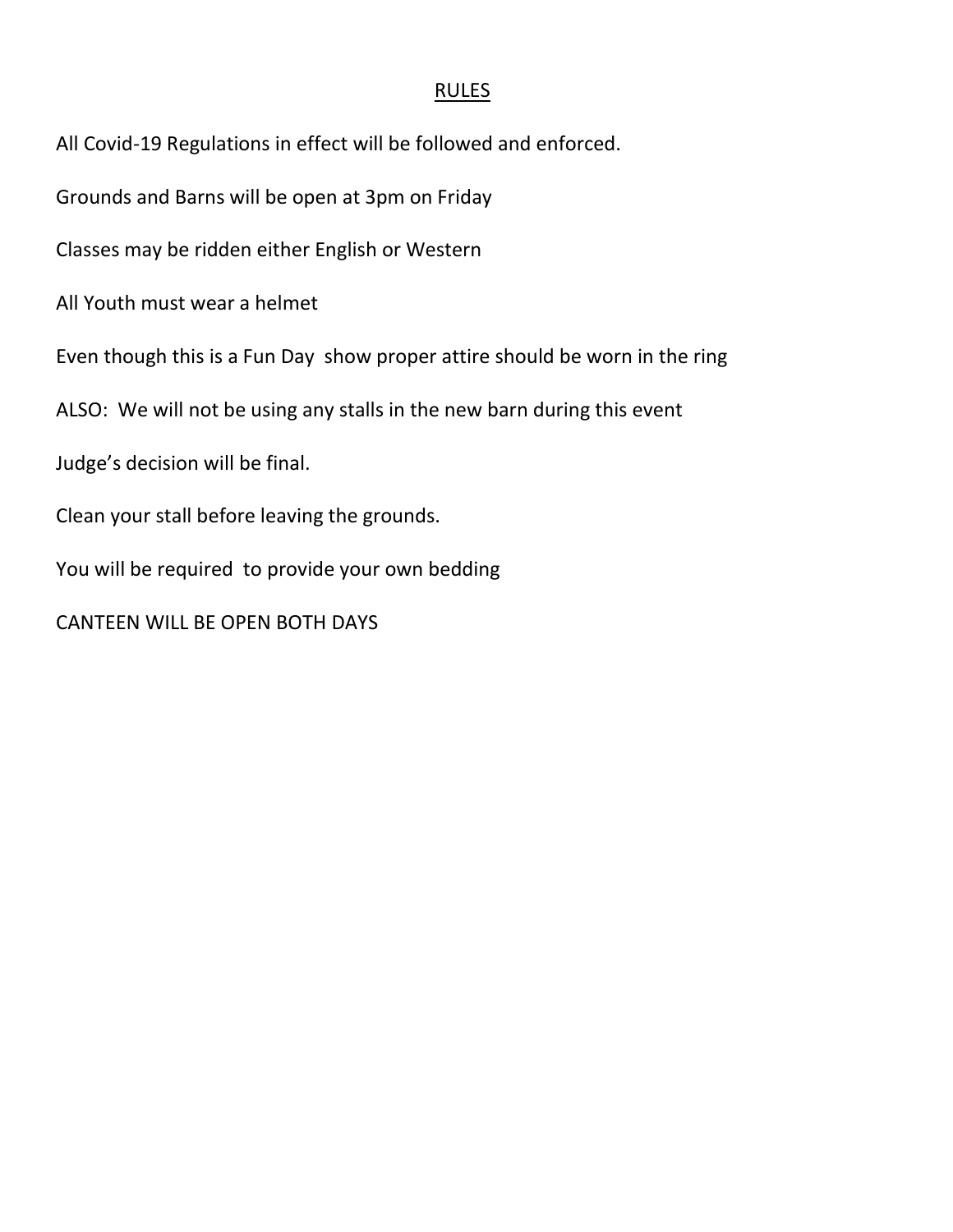## RULES

All Covid-19 Regulations in effect will be followed and enforced.

Grounds and Barns will be open at 3pm on Friday

Classes may be ridden either English or Western

All Youth must wear a helmet

Even though this is a Fun Day show proper attire should be worn in the ring

ALSO: We will not be using any stalls in the new barn during this event

Judge's decision will be final.

Clean your stall before leaving the grounds.

You will be required to provide your own bedding

CANTEEN WILL BE OPEN BOTH DAYS